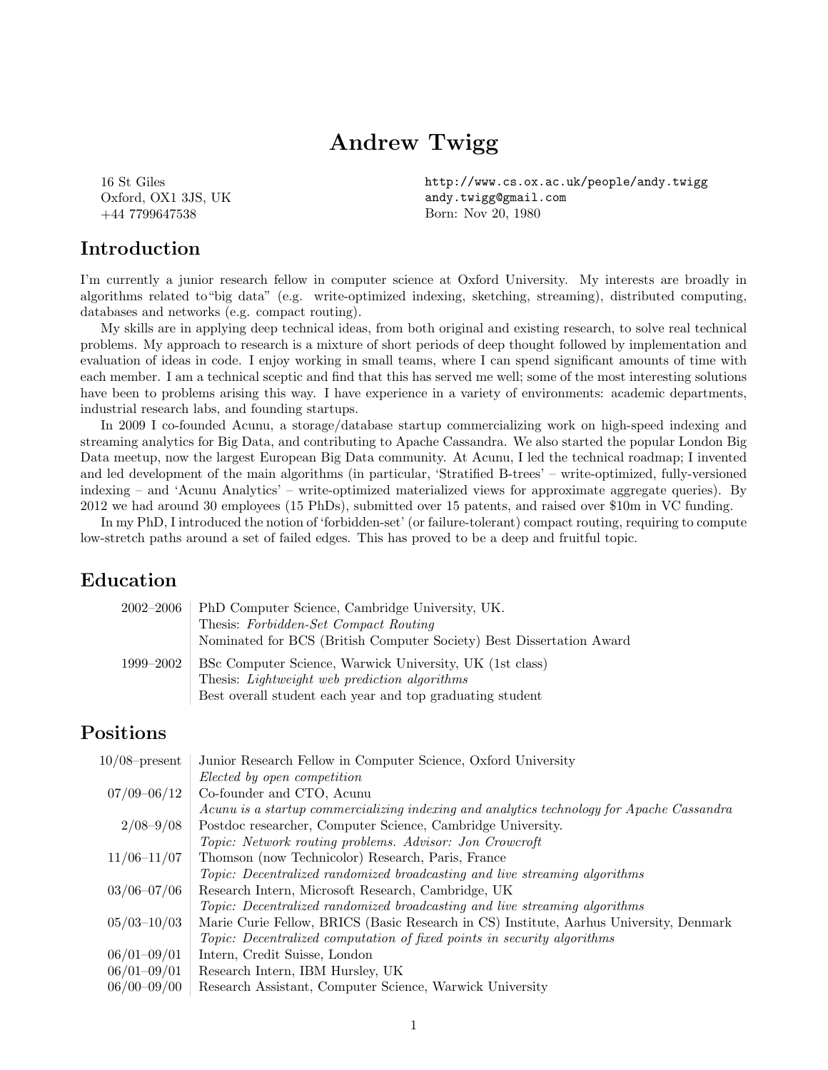# Andrew Twigg

16 St Giles
Oxford, OX1 3JS, UK
+44 7799647538

http://www.cs.ox.ac.uk/people/andy.twigg
andy.twigg@gmail.com
Born: Nov 20, 1980

## Introduction

I'm currently a junior research fellow in computer science at Oxford University. My interests are broadly in algorithms related to"big data" (e.g. write-optimized indexing, sketching, streaming), distributed computing, databases and networks (e.g. compact routing).

My skills are in applying deep technical ideas, from both original and existing research, to solve real technical problems. My approach to research is a mixture of short periods of deep thought followed by implementation and evaluation of ideas in code. I enjoy working in small teams, where I can spend significant amounts of time with each member. I am a technical sceptic and find that this has served me well; some of the most interesting solutions have been to problems arising this way. I have experience in a variety of environments: academic departments, industrial research labs, and founding startups.

In 2009 I co-founded Acunu, a storage/database startup commercializing work on high-speed indexing and streaming analytics for Big Data, and contributing to Apache Cassandra. We also started the popular London Big Data meetup, now the largest European Big Data community. At Acunu, I led the technical roadmap; I invented and led development of the main algorithms (in particular, 'Stratified B-trees' – write-optimized, fully-versioned indexing – and 'Acunu Analytics' – write-optimized materialized views for approximate aggregate queries). By 2012 we had around 30 employees (15 PhDs), submitted over 15 patents, and raised over $10m in VC funding.

In my PhD, I introduced the notion of 'forbidden-set' (or failure-tolerant) compact routing, requiring to compute low-stretch paths around a set of failed edges. This has proved to be a deep and fruitful topic.

## Education

| | |
|---|---|
| 2002–2006 | PhD Computer Science, Cambridge University, UK.<br>Thesis: *Forbidden-Set Compact Routing*<br>Nominated for BCS (British Computer Society) Best Dissertation Award |
| 1999–2002 | BSc Computer Science, Warwick University, UK (1st class)<br>Thesis: *Lightweight web prediction algorithms*<br>Best overall student each year and top graduating student |

## Positions

| | |
|---|---|
| 10/08–present | Junior Research Fellow in Computer Science, Oxford University<br>*Elected by open competition* |
| 07/09–06/12 | Co-founder and CTO, Acunu<br>*Acunu is a startup commercializing indexing and analytics technology for Apache Cassandra* |
| 2/08–9/08 | Postdoc researcher, Computer Science, Cambridge University.<br>*Topic: Network routing problems. Advisor: Jon Crowcroft* |
| 11/06–11/07 | Thomson (now Technicolor) Research, Paris, France<br>*Topic: Decentralized randomized broadcasting and live streaming algorithms* |
| 03/06–07/06 | Research Intern, Microsoft Research, Cambridge, UK<br>*Topic: Decentralized randomized broadcasting and live streaming algorithms* |
| 05/03–10/03 | Marie Curie Fellow, BRICS (Basic Research in CS) Institute, Aarhus University, Denmark<br>*Topic: Decentralized computation of fixed points in security algorithms* |
| 06/01–09/01 | Intern, Credit Suisse, London |
| 06/01–09/01 | Research Intern, IBM Hursley, UK |
| 06/00–09/00 | Research Assistant, Computer Science, Warwick University |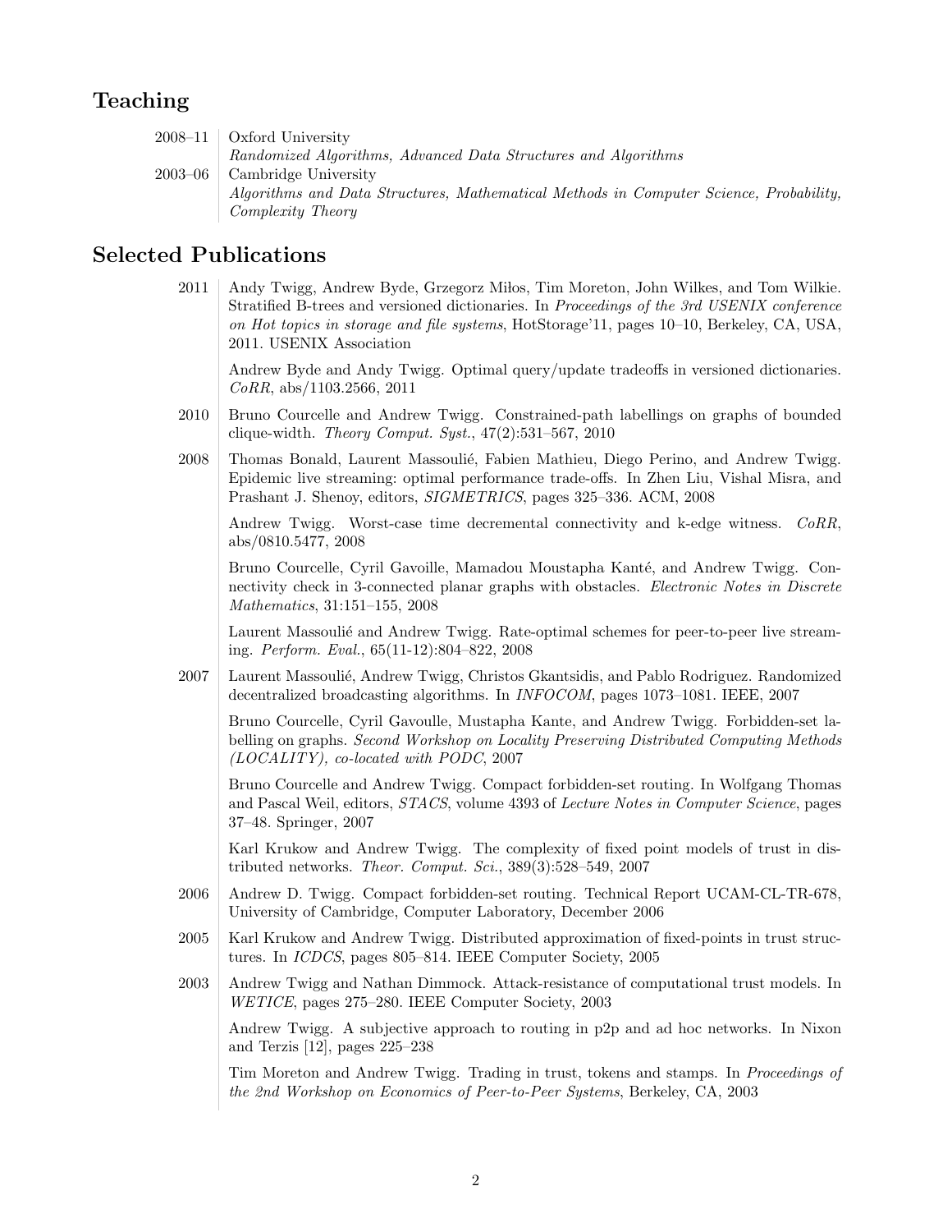## Teaching

**2008–11** Oxford University
*Randomized Algorithms, Advanced Data Structures and Algorithms*

**2003–06** Cambridge University
*Algorithms and Data Structures, Mathematical Methods in Computer Science, Probability, Complexity Theory*

## Selected Publications

**2011**

Andy Twigg, Andrew Byde, Grzegorz Miłos, Tim Moreton, John Wilkes, and Tom Wilkie. Stratified B-trees and versioned dictionaries. In *Proceedings of the 3rd USENIX conference on Hot topics in storage and file systems*, HotStorage'11, pages 10–10, Berkeley, CA, USA, 2011. USENIX Association

Andrew Byde and Andy Twigg. Optimal query/update tradeoffs in versioned dictionaries. *CoRR*, abs/1103.2566, 2011

**2010**

Bruno Courcelle and Andrew Twigg. Constrained-path labellings on graphs of bounded clique-width. *Theory Comput. Syst.*, 47(2):531–567, 2010

**2008**

Thomas Bonald, Laurent Massoulié, Fabien Mathieu, Diego Perino, and Andrew Twigg. Epidemic live streaming: optimal performance trade-offs. In Zhen Liu, Vishal Misra, and Prashant J. Shenoy, editors, *SIGMETRICS*, pages 325–336. ACM, 2008

Andrew Twigg. Worst-case time decremental connectivity and k-edge witness. *CoRR*, abs/0810.5477, 2008

Bruno Courcelle, Cyril Gavoille, Mamadou Moustapha Kanté, and Andrew Twigg. Connectivity check in 3-connected planar graphs with obstacles. *Electronic Notes in Discrete Mathematics*, 31:151–155, 2008

Laurent Massoulié and Andrew Twigg. Rate-optimal schemes for peer-to-peer live streaming. *Perform. Eval.*, 65(11-12):804–822, 2008

**2007**

Laurent Massoulié, Andrew Twigg, Christos Gkantsidis, and Pablo Rodriguez. Randomized decentralized broadcasting algorithms. In *INFOCOM*, pages 1073–1081. IEEE, 2007

Bruno Courcelle, Cyril Gavoulle, Mustapha Kante, and Andrew Twigg. Forbidden-set labelling on graphs. *Second Workshop on Locality Preserving Distributed Computing Methods (LOCALITY), co-located with PODC*, 2007

Bruno Courcelle and Andrew Twigg. Compact forbidden-set routing. In Wolfgang Thomas and Pascal Weil, editors, *STACS*, volume 4393 of *Lecture Notes in Computer Science*, pages 37–48. Springer, 2007

Karl Krukow and Andrew Twigg. The complexity of fixed point models of trust in distributed networks. *Theor. Comput. Sci.*, 389(3):528–549, 2007

**2006**

Andrew D. Twigg. Compact forbidden-set routing. Technical Report UCAM-CL-TR-678, University of Cambridge, Computer Laboratory, December 2006

**2005**

Karl Krukow and Andrew Twigg. Distributed approximation of fixed-points in trust structures. In *ICDCS*, pages 805–814. IEEE Computer Society, 2005

**2003**

Andrew Twigg and Nathan Dimmock. Attack-resistance of computational trust models. In *WETICE*, pages 275–280. IEEE Computer Society, 2003

Andrew Twigg. A subjective approach to routing in p2p and ad hoc networks. In Nixon and Terzis [12], pages 225–238

Tim Moreton and Andrew Twigg. Trading in trust, tokens and stamps. In *Proceedings of the 2nd Workshop on Economics of Peer-to-Peer Systems*, Berkeley, CA, 2003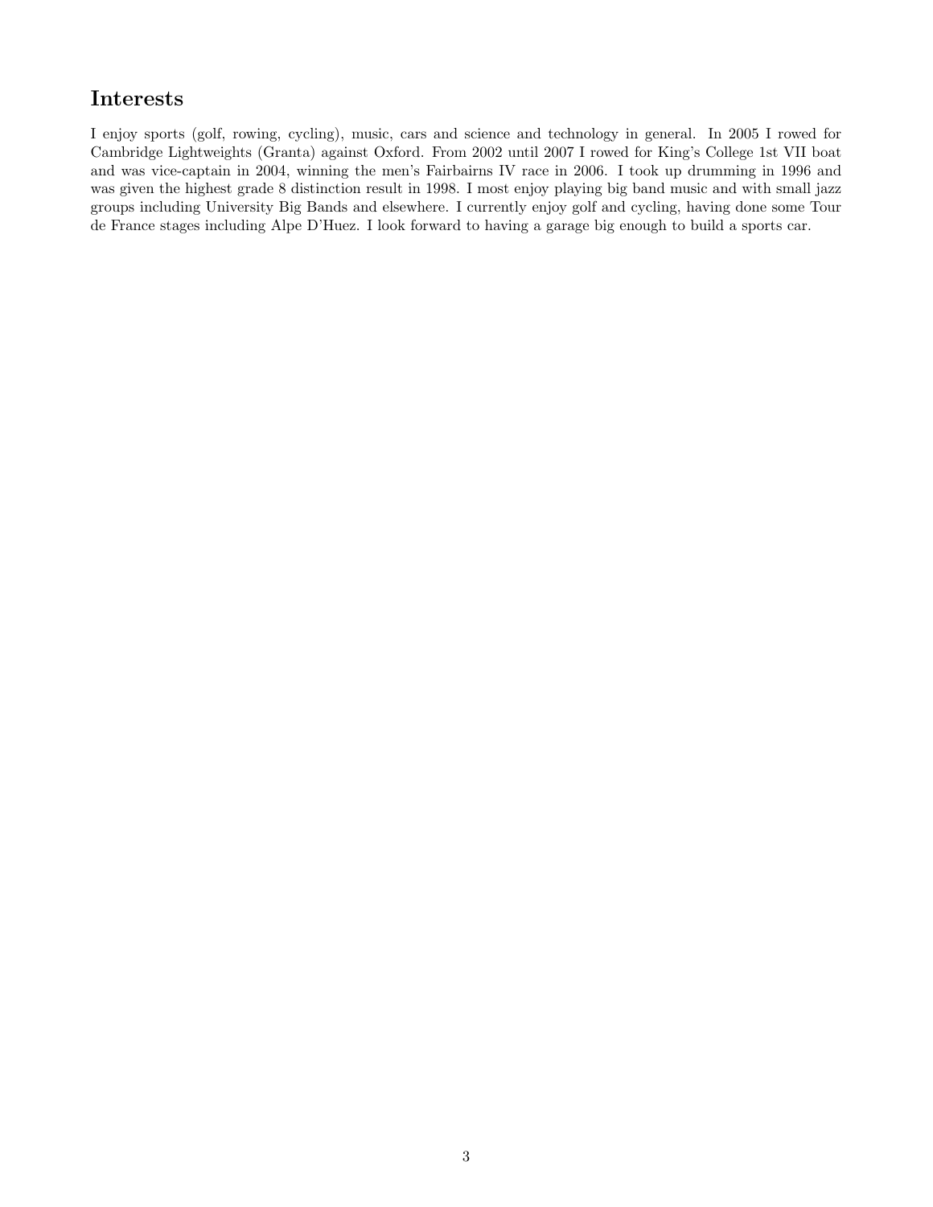## Interests

I enjoy sports (golf, rowing, cycling), music, cars and science and technology in general. In 2005 I rowed for Cambridge Lightweights (Granta) against Oxford. From 2002 until 2007 I rowed for King's College 1st VII boat and was vice-captain in 2004, winning the men's Fairbairns IV race in 2006. I took up drumming in 1996 and was given the highest grade 8 distinction result in 1998. I most enjoy playing big band music and with small jazz groups including University Big Bands and elsewhere. I currently enjoy golf and cycling, having done some Tour de France stages including Alpe D'Huez. I look forward to having a garage big enough to build a sports car.